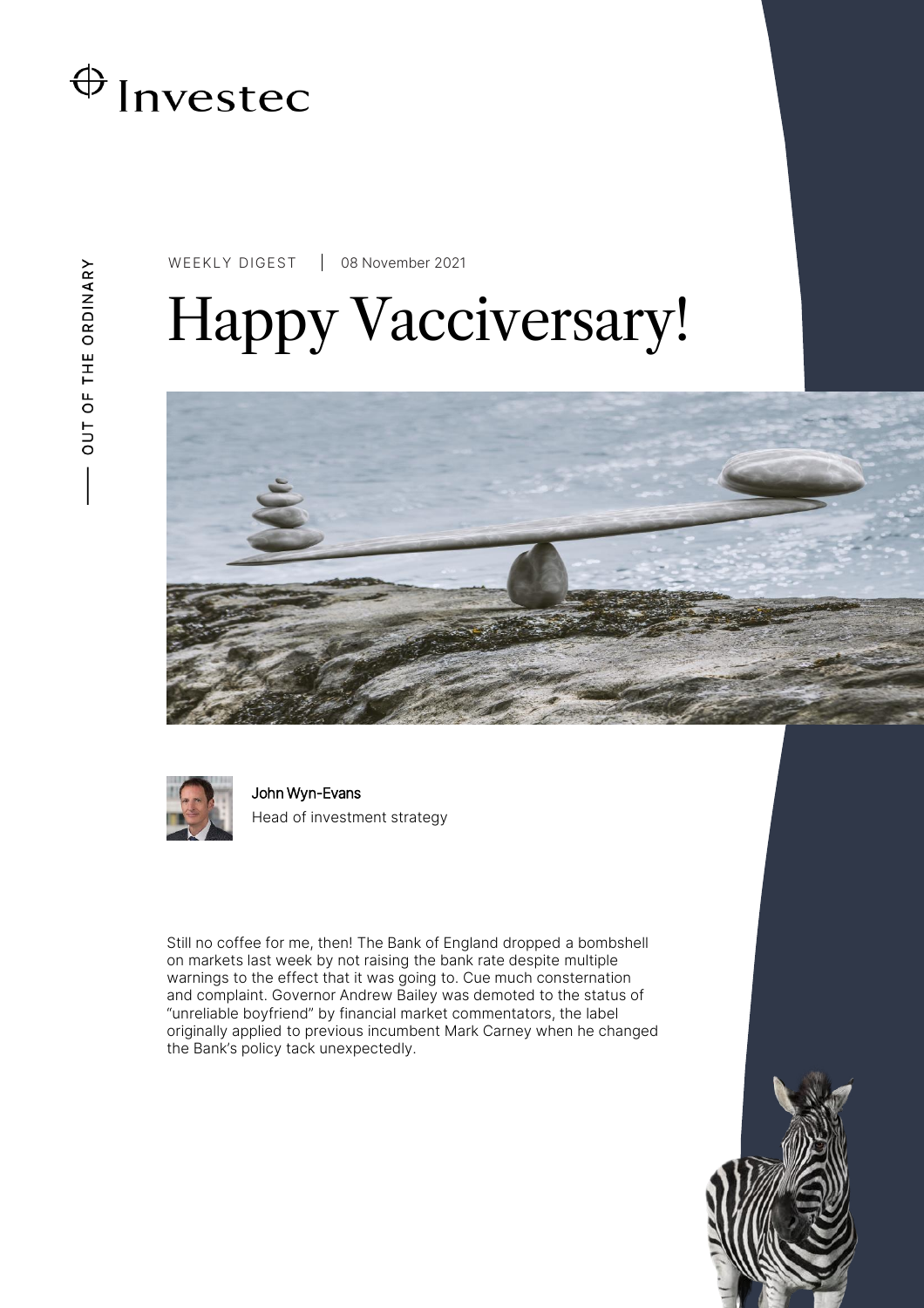OUT OF THE ORDINARY

WEEKLY DIGEST | 08 November 2021

# Happy Vacciversary!

John Wyn-Evans
Head of investment strategy

Still no coffee for me, then! The Bank of England dropped a bombshell on markets last week by not raising the bank rate despite multiple warnings to the effect that it was going to. Cue much consternation and complaint. Governor Andrew Bailey was demoted to the status of "unreliable boyfriend" by financial market commentators, the label originally applied to previous incumbent Mark Carney when he changed the Bank's policy tack unexpectedly.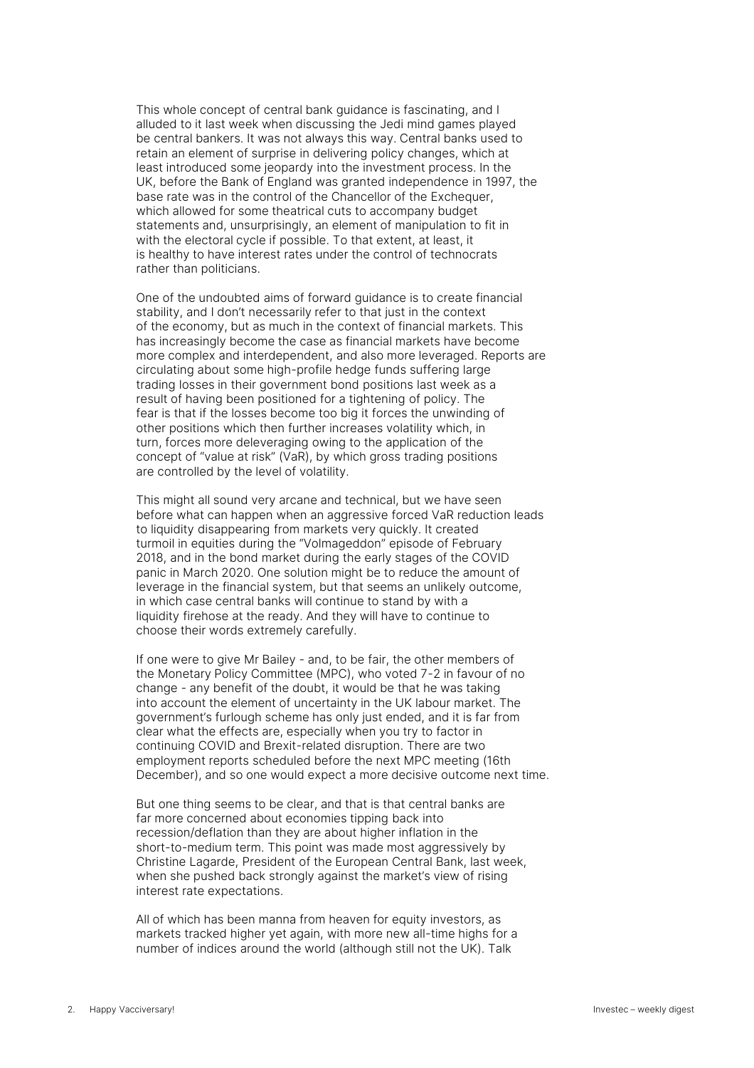This whole concept of central bank guidance is fascinating, and I alluded to it last week when discussing the Jedi mind games played be central bankers. It was not always this way. Central banks used to retain an element of surprise in delivering policy changes, which at least introduced some jeopardy into the investment process. In the UK, before the Bank of England was granted independence in 1997, the base rate was in the control of the Chancellor of the Exchequer, which allowed for some theatrical cuts to accompany budget statements and, unsurprisingly, an element of manipulation to fit in with the electoral cycle if possible. To that extent, at least, it is healthy to have interest rates under the control of technocrats rather than politicians.

One of the undoubted aims of forward guidance is to create financial stability, and I don't necessarily refer to that just in the context of the economy, but as much in the context of financial markets. This has increasingly become the case as financial markets have become more complex and interdependent, and also more leveraged. Reports are circulating about some high-profile hedge funds suffering large trading losses in their government bond positions last week as a result of having been positioned for a tightening of policy. The fear is that if the losses become too big it forces the unwinding of other positions which then further increases volatility which, in turn, forces more deleveraging owing to the application of the concept of "value at risk" (VaR), by which gross trading positions are controlled by the level of volatility.

This might all sound very arcane and technical, but we have seen before what can happen when an aggressive forced VaR reduction leads to liquidity disappearing from markets very quickly. It created turmoil in equities during the "Volmageddon" episode of February 2018, and in the bond market during the early stages of the COVID panic in March 2020. One solution might be to reduce the amount of leverage in the financial system, but that seems an unlikely outcome, in which case central banks will continue to stand by with a liquidity firehose at the ready. And they will have to continue to choose their words extremely carefully.

If one were to give Mr Bailey - and, to be fair, the other members of the Monetary Policy Committee (MPC), who voted 7-2 in favour of no change - any benefit of the doubt, it would be that he was taking into account the element of uncertainty in the UK labour market. The government's furlough scheme has only just ended, and it is far from clear what the effects are, especially when you try to factor in continuing COVID and Brexit-related disruption. There are two employment reports scheduled before the next MPC meeting (16th December), and so one would expect a more decisive outcome next time.

But one thing seems to be clear, and that is that central banks are far more concerned about economies tipping back into recession/deflation than they are about higher inflation in the short-to-medium term. This point was made most aggressively by Christine Lagarde, President of the European Central Bank, last week, when she pushed back strongly against the market's view of rising interest rate expectations.

All of which has been manna from heaven for equity investors, as markets tracked higher yet again, with more new all-time highs for a number of indices around the world (although still not the UK). Talk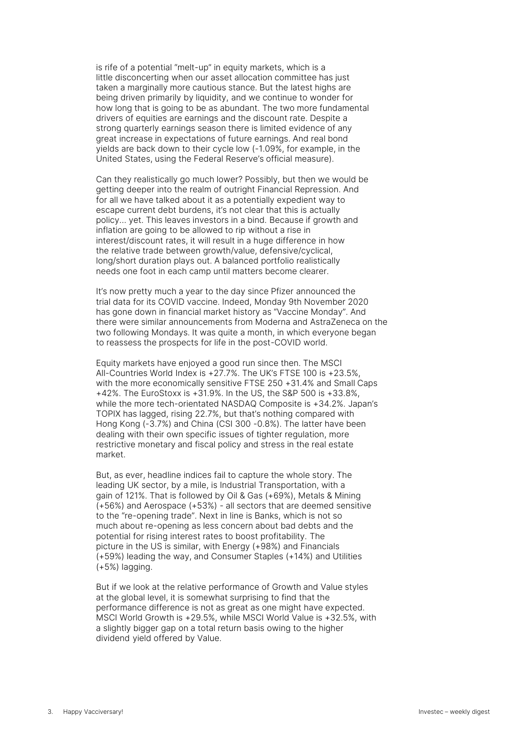is rife of a potential "melt-up" in equity markets, which is a little disconcerting when our asset allocation committee has just taken a marginally more cautious stance. But the latest highs are being driven primarily by liquidity, and we continue to wonder for how long that is going to be as abundant. The two more fundamental drivers of equities are earnings and the discount rate. Despite a strong quarterly earnings season there is limited evidence of any great increase in expectations of future earnings. And real bond yields are back down to their cycle low (-1.09%, for example, in the United States, using the Federal Reserve's official measure).

Can they realistically go much lower? Possibly, but then we would be getting deeper into the realm of outright Financial Repression. And for all we have talked about it as a potentially expedient way to escape current debt burdens, it's not clear that this is actually policy... yet. This leaves investors in a bind. Because if growth and inflation are going to be allowed to rip without a rise in interest/discount rates, it will result in a huge difference in how the relative trade between growth/value, defensive/cyclical, long/short duration plays out. A balanced portfolio realistically needs one foot in each camp until matters become clearer.

It's now pretty much a year to the day since Pfizer announced the trial data for its COVID vaccine. Indeed, Monday 9th November 2020 has gone down in financial market history as "Vaccine Monday". And there were similar announcements from Moderna and AstraZeneca on the two following Mondays. It was quite a month, in which everyone began to reassess the prospects for life in the post-COVID world.

Equity markets have enjoyed a good run since then. The MSCI All-Countries World Index is +27.7%. The UK's FTSE 100 is +23.5%, with the more economically sensitive FTSE 250 +31.4% and Small Caps +42%. The EuroStoxx is +31.9%. In the US, the S&P 500 is +33.8%, while the more tech-orientated NASDAQ Composite is +34.2%. Japan's TOPIX has lagged, rising 22.7%, but that's nothing compared with Hong Kong (-3.7%) and China (CSI 300 -0.8%). The latter have been dealing with their own specific issues of tighter regulation, more restrictive monetary and fiscal policy and stress in the real estate market.

But, as ever, headline indices fail to capture the whole story. The leading UK sector, by a mile, is Industrial Transportation, with a gain of 121%. That is followed by Oil & Gas (+69%), Metals & Mining (+56%) and Aerospace (+53%) - all sectors that are deemed sensitive to the "re-opening trade". Next in line is Banks, which is not so much about re-opening as less concern about bad debts and the potential for rising interest rates to boost profitability. The picture in the US is similar, with Energy (+98%) and Financials (+59%) leading the way, and Consumer Staples (+14%) and Utilities (+5%) lagging.

But if we look at the relative performance of Growth and Value styles at the global level, it is somewhat surprising to find that the performance difference is not as great as one might have expected. MSCI World Growth is +29.5%, while MSCI World Value is +32.5%, with a slightly bigger gap on a total return basis owing to the higher dividend yield offered by Value.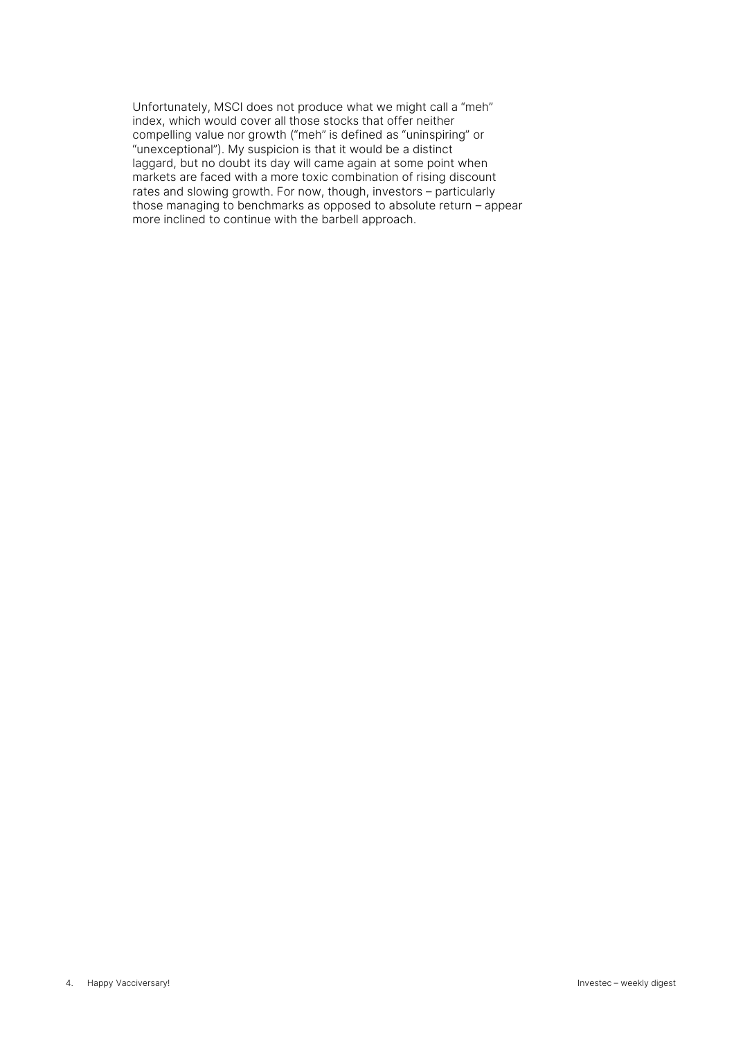Unfortunately, MSCI does not produce what we might call a "meh" index, which would cover all those stocks that offer neither compelling value nor growth ("meh" is defined as "uninspiring" or "unexceptional"). My suspicion is that it would be a distinct laggard, but no doubt its day will came again at some point when markets are faced with a more toxic combination of rising discount rates and slowing growth. For now, though, investors – particularly those managing to benchmarks as opposed to absolute return – appear more inclined to continue with the barbell approach.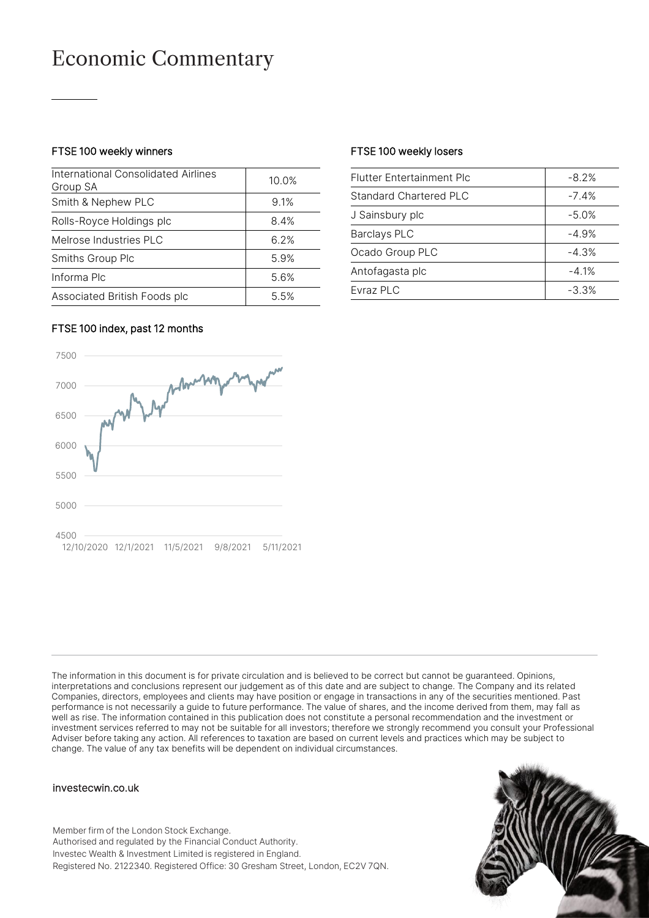# Economic Commentary

### FTSE 100 weekly winners

| | |
|---|---|
| International Consolidated Airlines Group SA | 10.0% |
| Smith & Nephew PLC | 9.1% |
| Rolls-Royce Holdings plc | 8.4% |
| Melrose Industries PLC | 6.2% |
| Smiths Group Plc | 5.9% |
| Informa Plc | 5.6% |
| Associated British Foods plc | 5.5% |

### FTSE 100 weekly losers

| | |
|---|---|
| Flutter Entertainment Plc | -8.2% |
| Standard Chartered PLC | -7.4% |
| J Sainsbury plc | -5.0% |
| Barclays PLC | -4.9% |
| Ocado Group PLC | -4.3% |
| Antofagasta plc | -4.1% |
| Evraz PLC | -3.3% |

### FTSE 100 index, past 12 months

7500
7000
6500
6000
5500
5000
4500
12/10/2020 12/1/2021 11/5/2021 9/8/2021 5/11/2021

The information in this document is for private circulation and is believed to be correct but cannot be guaranteed. Opinions, interpretations and conclusions represent our judgement as of this date and are subject to change. The Company and its related Companies, directors, employees and clients may have position or engage in transactions in any of the securities mentioned. Past performance is not necessarily a guide to future performance. The value of shares, and the income derived from them, may fall as well as rise. The information contained in this publication does not constitute a personal recommendation and the investment or investment services referred to may not be suitable for all investors; therefore we strongly recommend you consult your Professional Adviser before taking any action. All references to taxation are based on current levels and practices which may be subject to change. The value of any tax benefits will be dependent on individual circumstances.

investecwin.co.uk

Member firm of the London Stock Exchange.
Authorised and regulated by the Financial Conduct Authority.
Investec Wealth & Investment Limited is registered in England.
Registered No. 2122340. Registered Office: 30 Gresham Street, London, EC2V 7QN.